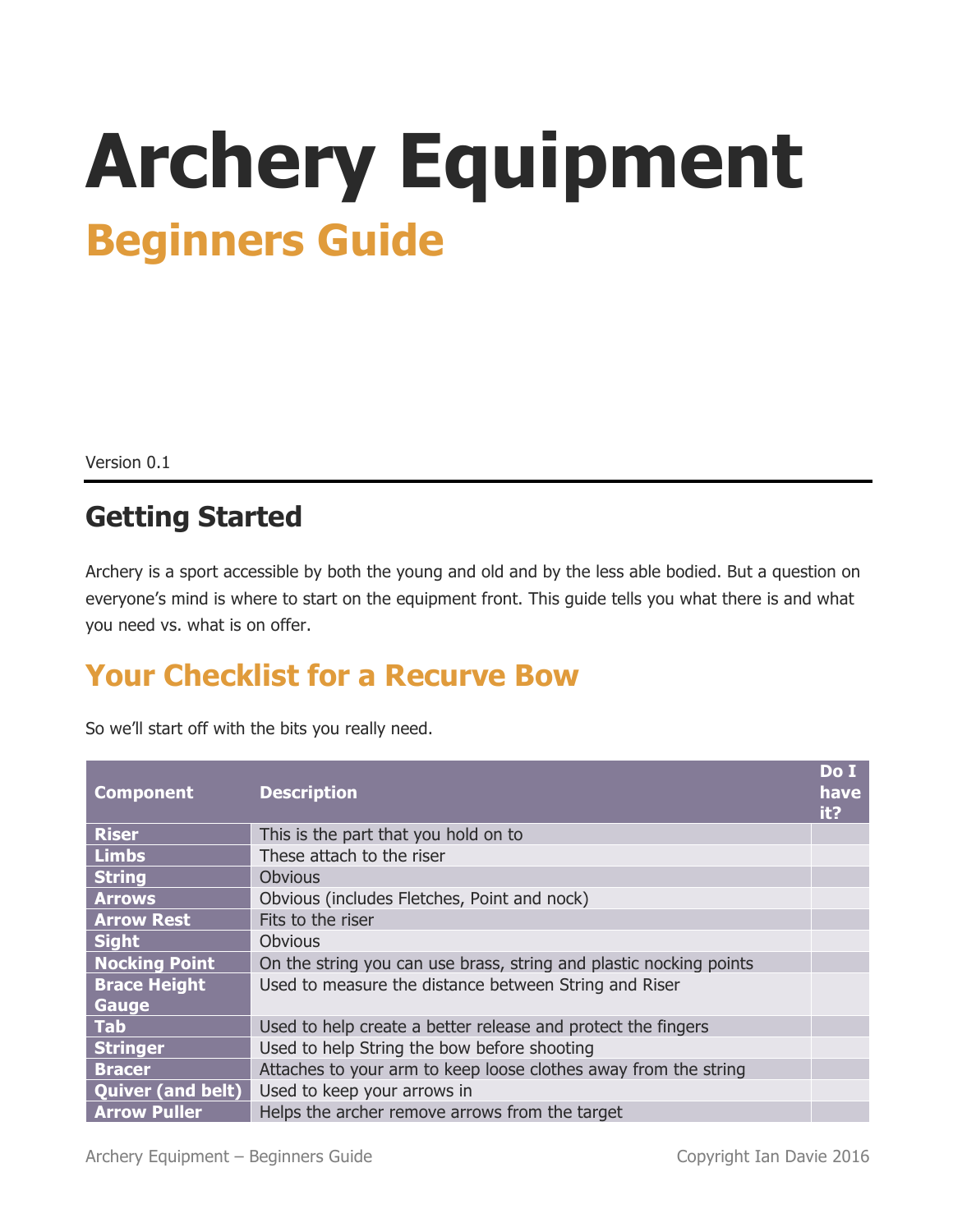# Archery Equipment

## Beginners Guide

Version 0.1

## Getting Started

Archery is a sport accessible by both the young and old and by the less able bodied. But a question on everyone's mind is where to start on the equipment front. This guide tells you what there is and what you need vs. what is on offer.

## Your Checklist for a Recurve Bow

So we'll start off with the bits you really need.

| Component | Description | Do I have it? |
|---|---|---|
| **Riser** | This is the part that you hold on to | |
| **Limbs** | These attach to the riser | |
| **String** | Obvious | |
| **Arrows** | Obvious (includes Fletches, Point and nock) | |
| **Arrow Rest** | Fits to the riser | |
| **Sight** | Obvious | |
| **Nocking Point** | On the string you can use brass, string and plastic nocking points | |
| **Brace Height Gauge** | Used to measure the distance between String and Riser | |
| **Tab** | Used to help create a better release and protect the fingers | |
| **Stringer** | Used to help String the bow before shooting | |
| **Bracer** | Attaches to your arm to keep loose clothes away from the string | |
| **Quiver (and belt)** | Used to keep your arrows in | |
| **Arrow Puller** | Helps the archer remove arrows from the target | |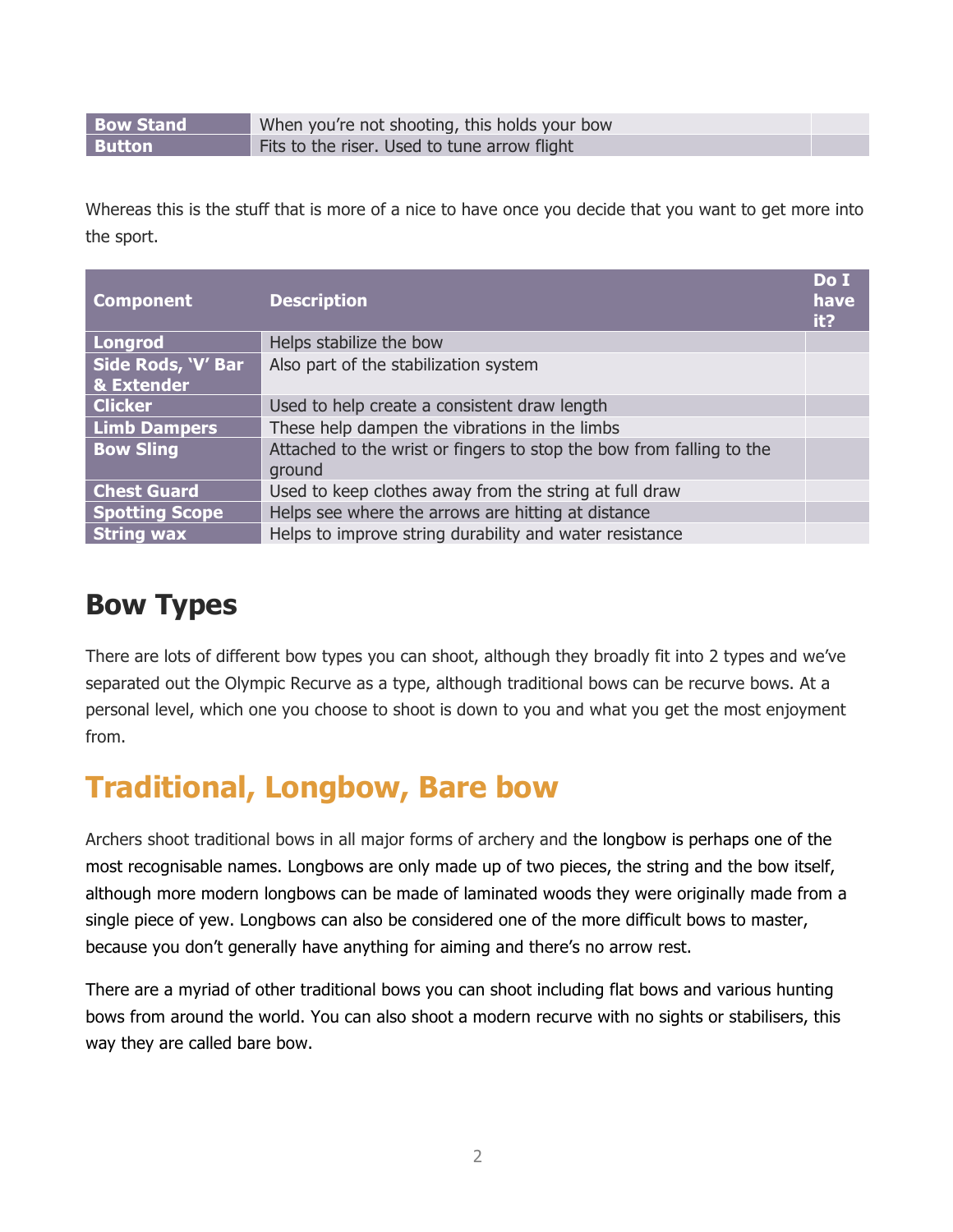| | | |
|---|---|---|
| **Bow Stand** | When you're not shooting, this holds your bow | |
| **Button** | Fits to the riser. Used to tune arrow flight | |

Whereas this is the stuff that is more of a nice to have once you decide that you want to get more into the sport.

| Component | Description | Do I have it? |
|---|---|---|
| **Longrod** | Helps stabilize the bow | |
| **Side Rods, 'V' Bar & Extender** | Also part of the stabilization system | |
| **Clicker** | Used to help create a consistent draw length | |
| **Limb Dampers** | These help dampen the vibrations in the limbs | |
| **Bow Sling** | Attached to the wrist or fingers to stop the bow from falling to the ground | |
| **Chest Guard** | Used to keep clothes away from the string at full draw | |
| **Spotting Scope** | Helps see where the arrows are hitting at distance | |
| **String wax** | Helps to improve string durability and water resistance | |

# Bow Types

There are lots of different bow types you can shoot, although they broadly fit into 2 types and we've separated out the Olympic Recurve as a type, although traditional bows can be recurve bows. At a personal level, which one you choose to shoot is down to you and what you get the most enjoyment from.

## Traditional, Longbow, Bare bow

Archers shoot traditional bows in all major forms of archery and the longbow is perhaps one of the most recognisable names. Longbows are only made up of two pieces, the string and the bow itself, although more modern longbows can be made of laminated woods they were originally made from a single piece of yew. Longbows can also be considered one of the more difficult bows to master, because you don't generally have anything for aiming and there's no arrow rest.

There are a myriad of other traditional bows you can shoot including flat bows and various hunting bows from around the world. You can also shoot a modern recurve with no sights or stabilisers, this way they are called bare bow.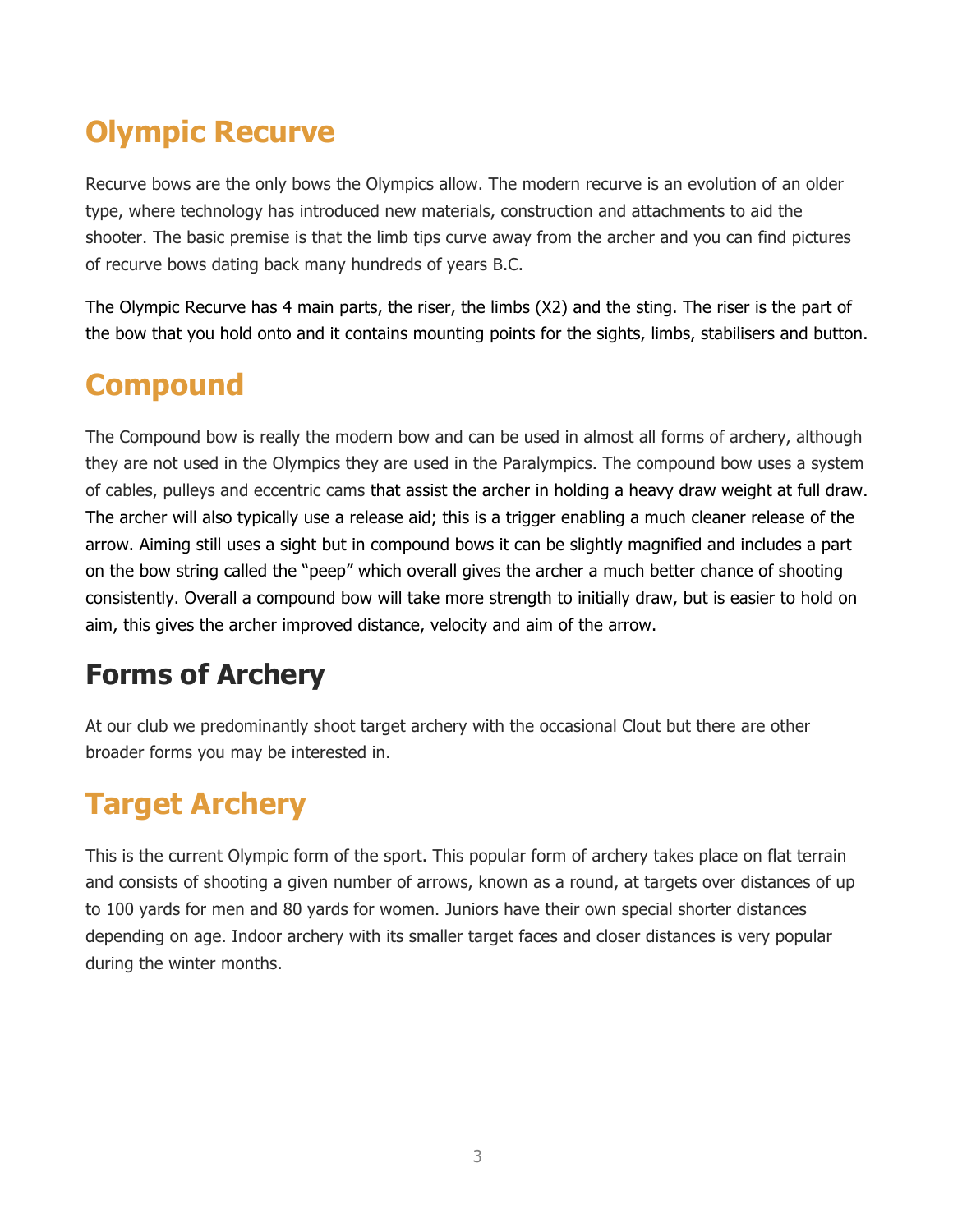## Olympic Recurve

Recurve bows are the only bows the Olympics allow. The modern recurve is an evolution of an older type, where technology has introduced new materials, construction and attachments to aid the shooter. The basic premise is that the limb tips curve away from the archer and you can find pictures of recurve bows dating back many hundreds of years B.C.

The Olympic Recurve has 4 main parts, the riser, the limbs (X2) and the sting. The riser is the part of the bow that you hold onto and it contains mounting points for the sights, limbs, stabilisers and button.

## Compound

The Compound bow is really the modern bow and can be used in almost all forms of archery, although they are not used in the Olympics they are used in the Paralympics. The compound bow uses a system of cables, pulleys and eccentric cams that assist the archer in holding a heavy draw weight at full draw. The archer will also typically use a release aid; this is a trigger enabling a much cleaner release of the arrow. Aiming still uses a sight but in compound bows it can be slightly magnified and includes a part on the bow string called the "peep" which overall gives the archer a much better chance of shooting consistently. Overall a compound bow will take more strength to initially draw, but is easier to hold on aim, this gives the archer improved distance, velocity and aim of the arrow.

# Forms of Archery

At our club we predominantly shoot target archery with the occasional Clout but there are other broader forms you may be interested in.

## Target Archery

This is the current Olympic form of the sport. This popular form of archery takes place on flat terrain and consists of shooting a given number of arrows, known as a round, at targets over distances of up to 100 yards for men and 80 yards for women. Juniors have their own special shorter distances depending on age. Indoor archery with its smaller target faces and closer distances is very popular during the winter months.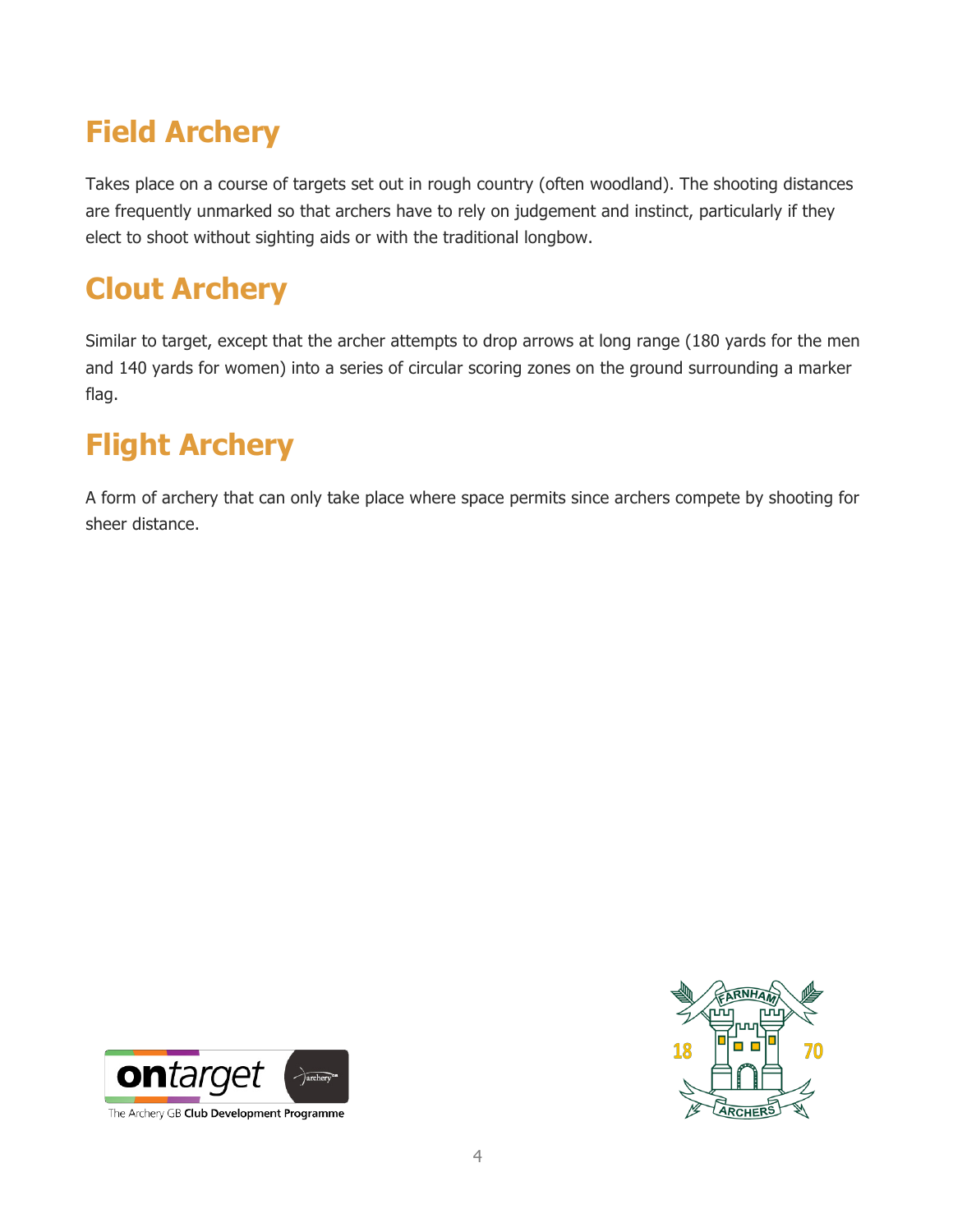## Field Archery

Takes place on a course of targets set out in rough country (often woodland). The shooting distances are frequently unmarked so that archers have to rely on judgement and instinct, particularly if they elect to shoot without sighting aids or with the traditional longbow.

## Clout Archery

Similar to target, except that the archer attempts to drop arrows at long range (180 yards for the men and 140 yards for women) into a series of circular scoring zones on the ground surrounding a marker flag.

## Flight Archery

A form of archery that can only take place where space permits since archers compete by shooting for sheer distance.